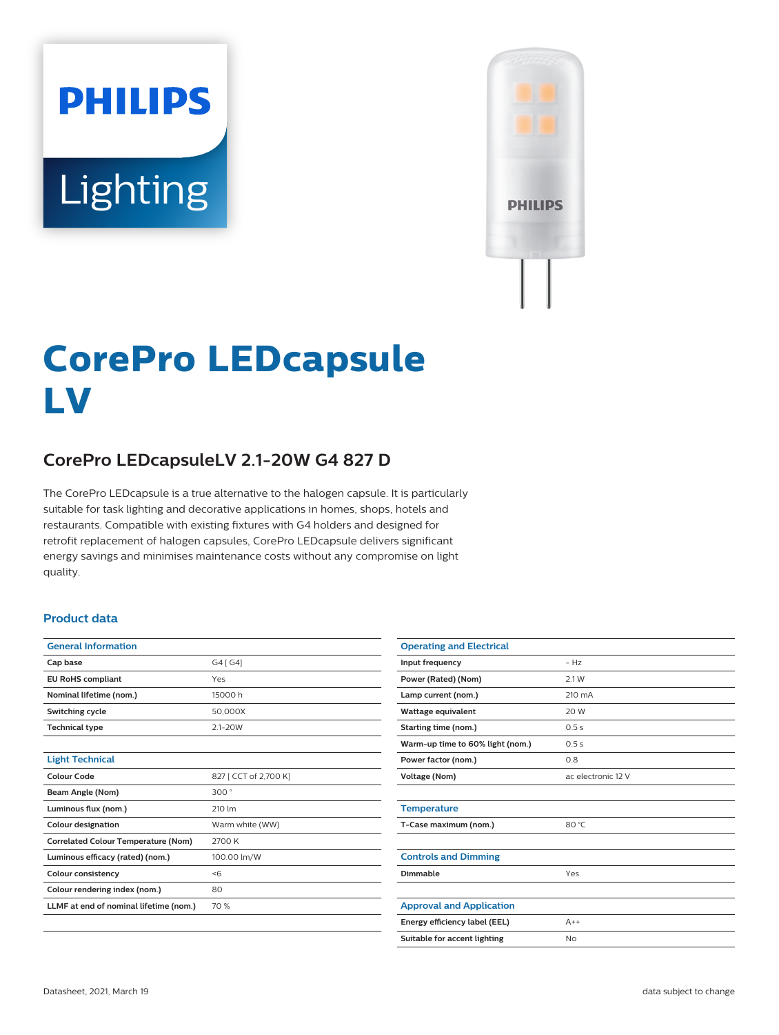PHILIPS

Lighting

# CorePro LEDcapsule LV

## CorePro LEDcapsuleLV 2.1-20W G4 827 D

The CorePro LEDcapsule is a true alternative to the halogen capsule. It is particularly suitable for task lighting and decorative applications in homes, shops, hotels and restaurants. Compatible with existing fixtures with G4 holders and designed for retrofit replacement of halogen capsules, CorePro LEDcapsule delivers significant energy savings and minimises maintenance costs without any compromise on light quality.

### Product data

| General Information | |
|---|---|
| Cap base | G4 [ G4] |
| EU RoHS compliant | Yes |
| Nominal lifetime (nom.) | 15000 h |
| Switching cycle | 50,000X |
| Technical type | 2.1-20W |

| Light Technical | |
|---|---|
| Colour Code | 827 [ CCT of 2,700 K] |
| Beam Angle (Nom) | 300 ° |
| Luminous flux (nom.) | 210 lm |
| Colour designation | Warm white (WW) |
| Correlated Colour Temperature (Nom) | 2700 K |
| Luminous efficacy (rated) (nom.) | 100.00 lm/W |
| Colour consistency | <6 |
| Colour rendering index (nom.) | 80 |
| LLMF at end of nominal lifetime (nom.) | 70 % |

| Operating and Electrical | |
|---|---|
| Input frequency | - Hz |
| Power (Rated) (Nom) | 2.1 W |
| Lamp current (nom.) | 210 mA |
| Wattage equivalent | 20 W |
| Starting time (nom.) | 0.5 s |
| Warm-up time to 60% light (nom.) | 0.5 s |
| Power factor (nom.) | 0.8 |
| Voltage (Nom) | ac electronic 12 V |

| Temperature | |
|---|---|
| T-Case maximum (nom.) | 80 °C |

| Controls and Dimming | |
|---|---|
| Dimmable | Yes |

| Approval and Application | |
|---|---|
| Energy efficiency label (EEL) | A++ |
| Suitable for accent lighting | No |

Datasheet, 2021, March 19 data subject to change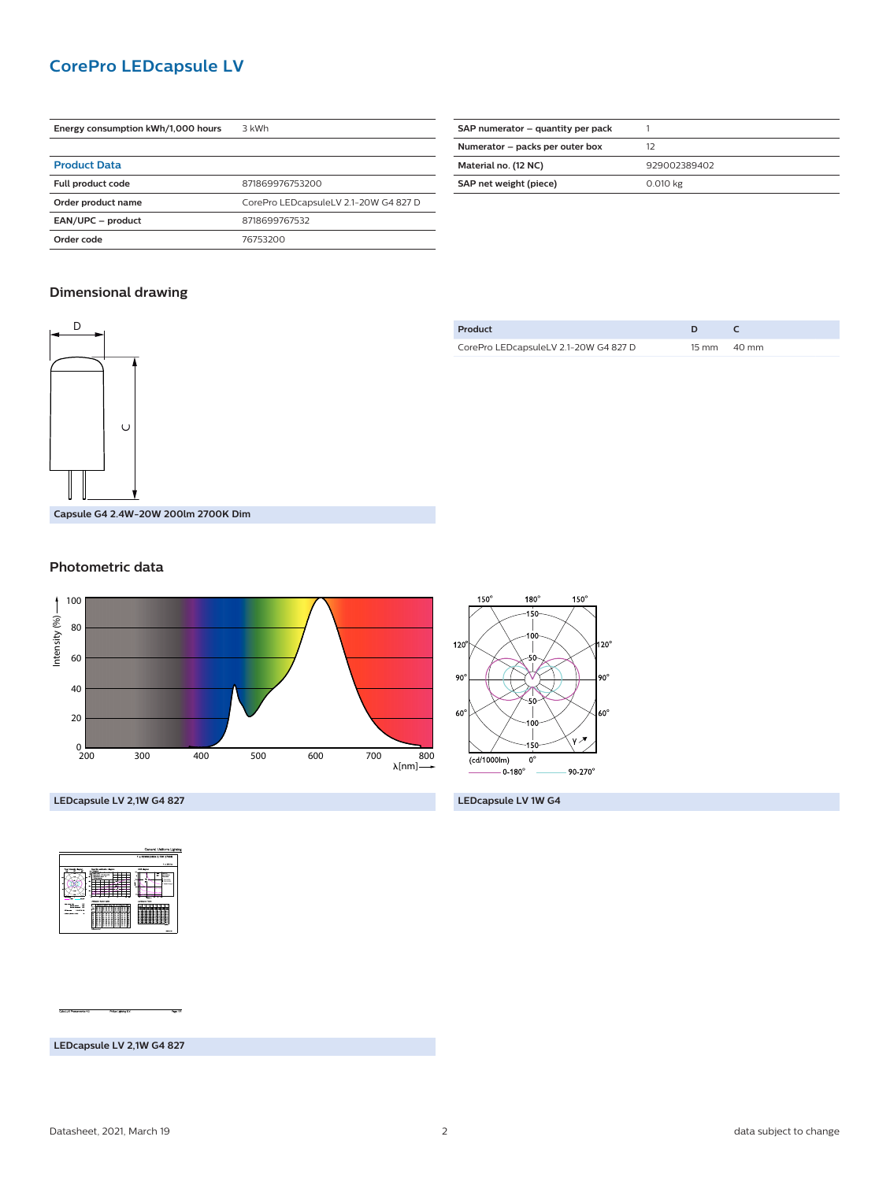# CorePro LEDcapsule LV

| Energy consumption kWh/1,000 hours | 3 kWh |
|---|---|

## Product Data

| | |
|---|---|
| Full product code | 871869976753200 |
| Order product name | CorePro LEDcapsuleLV 2.1-20W G4 827 D |
| EAN/UPC – product | 8718699767532 |
| Order code | 76753200 |

| | |
|---|---|
| SAP numerator – quantity per pack | 1 |
| Numerator – packs per outer box | 12 |
| Material no. (12 NC) | 929002389402 |
| SAP net weight (piece) | 0.010 kg |

## Dimensional drawing

Capsule G4 2.4W-20W 200lm 2700K Dim

| Product | D | C |
|---|---|---|
| CorePro LEDcapsuleLV 2.1-20W G4 827 D | 15 mm | 40 mm |

## Photometric data

LEDcapsule LV 2,1W G4 827

LEDcapsule LV 1W G4

LEDcapsule LV 2,1W G4 827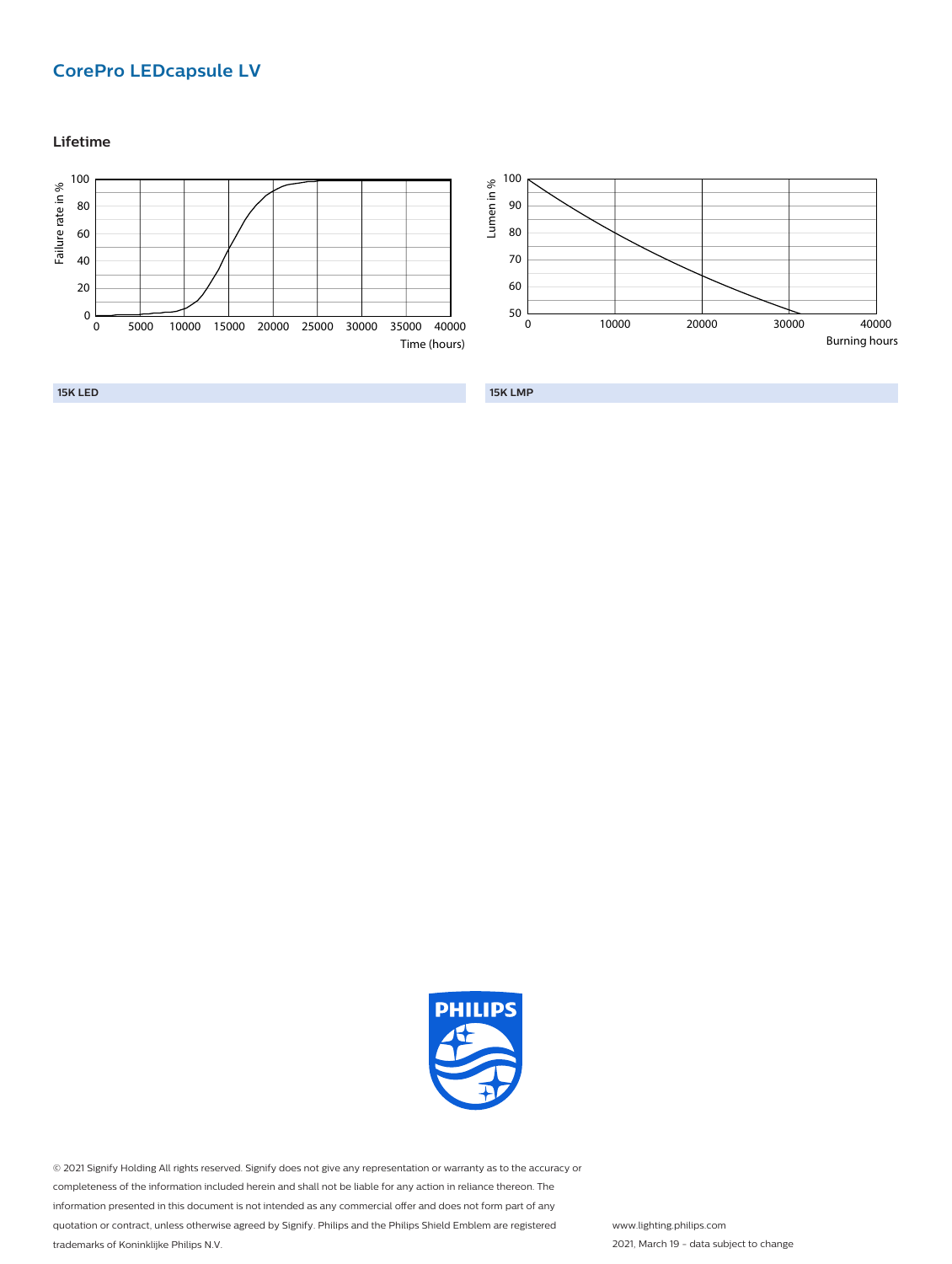## CorePro LEDcapsule LV

### Lifetime

Failure rate in %

100
80
60
40
20
0

0 5000 10000 15000 20000 25000 30000 35000 40000

Time (hours)

Lumen in %

100
90
80
70
60
50

0 10000 20000 30000 40000

Burning hours

**15K LED**

**15K LMP**

© 2021 Signify Holding All rights reserved. Signify does not give any representation or warranty as to the accuracy or completeness of the information included herein and shall not be liable for any action in reliance thereon. The information presented in this document is not intended as any commercial offer and does not form part of any quotation or contract, unless otherwise agreed by Signify. Philips and the Philips Shield Emblem are registered trademarks of Koninklijke Philips N.V.

www.lighting.philips.com

2021, March 19 - data subject to change